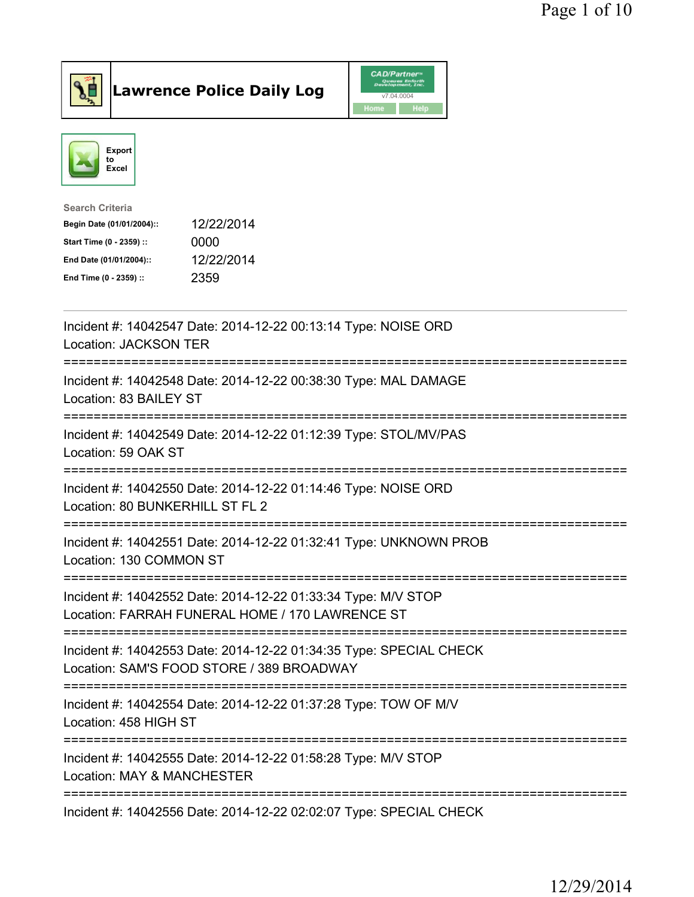# Lawrence Police Daily Log

Export to Excel

**Search Criteria**

| | |
|---|---|
| **Begin Date (01/01/2004)::** | 12/22/2014 |
| **Start Time (0 - 2359) ::** | 0000 |
| **End Date (01/01/2004)::** | 12/22/2014 |
| **End Time (0 - 2359) ::** | 2359 |

---

Incident #: 14042547 Date: 2014-12-22 00:13:14 Type: NOISE ORD
Location: JACKSON TER

===========================================================================

Incident #: 14042548 Date: 2014-12-22 00:38:30 Type: MAL DAMAGE
Location: 83 BAILEY ST

===========================================================================

Incident #: 14042549 Date: 2014-12-22 01:12:39 Type: STOL/MV/PAS
Location: 59 OAK ST

===========================================================================

Incident #: 14042550 Date: 2014-12-22 01:14:46 Type: NOISE ORD
Location: 80 BUNKERHILL ST FL 2

===========================================================================

Incident #: 14042551 Date: 2014-12-22 01:32:41 Type: UNKNOWN PROB
Location: 130 COMMON ST

===========================================================================

Incident #: 14042552 Date: 2014-12-22 01:33:34 Type: M/V STOP
Location: FARRAH FUNERAL HOME / 170 LAWRENCE ST

===========================================================================

Incident #: 14042553 Date: 2014-12-22 01:34:35 Type: SPECIAL CHECK
Location: SAM'S FOOD STORE / 389 BROADWAY

===========================================================================

Incident #: 14042554 Date: 2014-12-22 01:37:28 Type: TOW OF M/V
Location: 458 HIGH ST

===========================================================================

Incident #: 14042555 Date: 2014-12-22 01:58:28 Type: M/V STOP
Location: MAY & MANCHESTER

===========================================================================

Incident #: 14042556 Date: 2014-12-22 02:02:07 Type: SPECIAL CHECK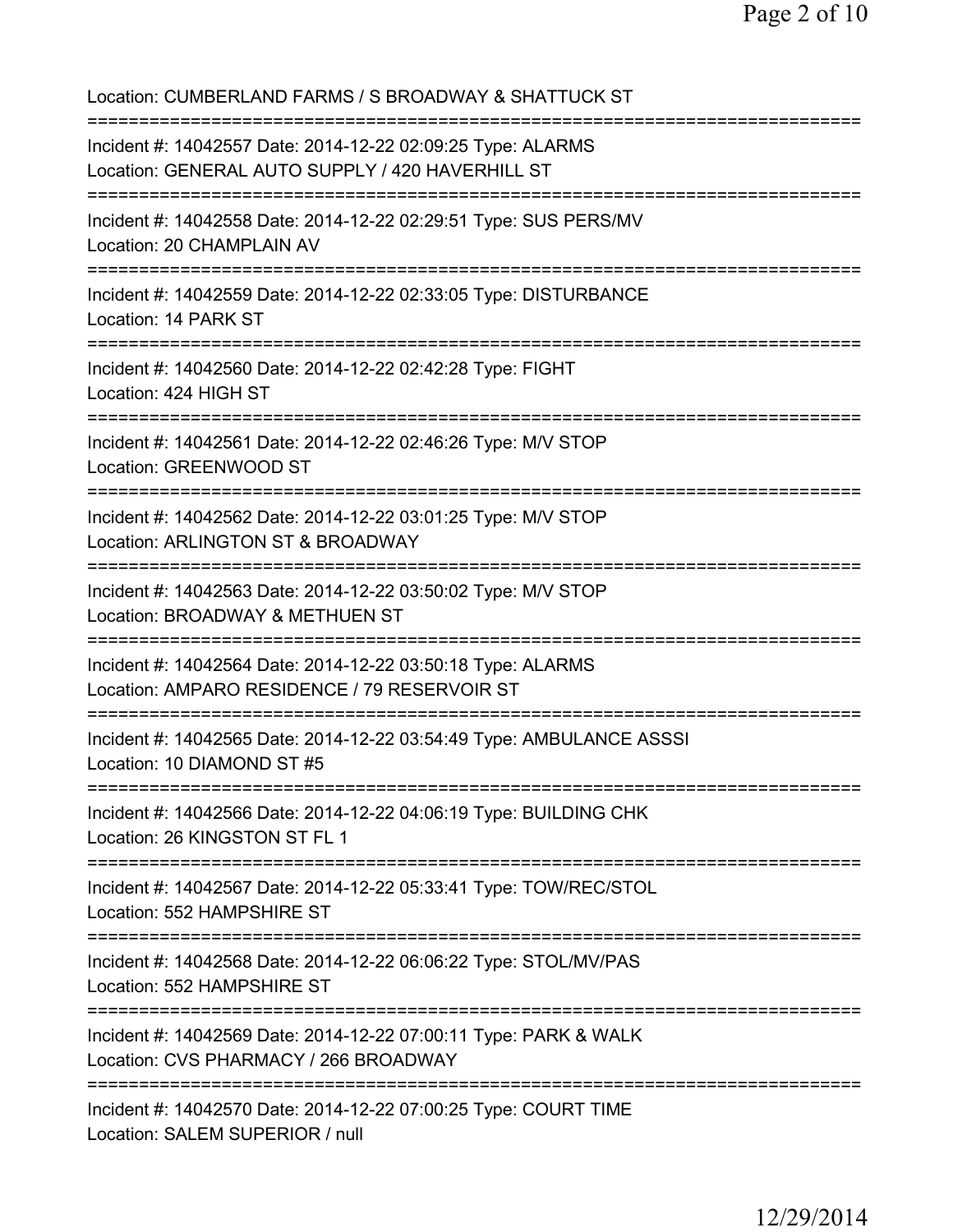Location: CUMBERLAND FARMS / S BROADWAY & SHATTUCK ST

===========================================================================

Incident #: 14042557 Date: 2014-12-22 02:09:25 Type: ALARMS
Location: GENERAL AUTO SUPPLY / 420 HAVERHILL ST

===========================================================================

Incident #: 14042558 Date: 2014-12-22 02:29:51 Type: SUS PERS/MV
Location: 20 CHAMPLAIN AV

===========================================================================

Incident #: 14042559 Date: 2014-12-22 02:33:05 Type: DISTURBANCE
Location: 14 PARK ST

===========================================================================

Incident #: 14042560 Date: 2014-12-22 02:42:28 Type: FIGHT
Location: 424 HIGH ST

===========================================================================

Incident #: 14042561 Date: 2014-12-22 02:46:26 Type: M/V STOP
Location: GREENWOOD ST

===========================================================================

Incident #: 14042562 Date: 2014-12-22 03:01:25 Type: M/V STOP
Location: ARLINGTON ST & BROADWAY

===========================================================================

Incident #: 14042563 Date: 2014-12-22 03:50:02 Type: M/V STOP
Location: BROADWAY & METHUEN ST

===========================================================================

Incident #: 14042564 Date: 2014-12-22 03:50:18 Type: ALARMS
Location: AMPARO RESIDENCE / 79 RESERVOIR ST

===========================================================================

Incident #: 14042565 Date: 2014-12-22 03:54:49 Type: AMBULANCE ASSSI
Location: 10 DIAMOND ST #5

===========================================================================

Incident #: 14042566 Date: 2014-12-22 04:06:19 Type: BUILDING CHK
Location: 26 KINGSTON ST FL 1

===========================================================================

Incident #: 14042567 Date: 2014-12-22 05:33:41 Type: TOW/REC/STOL
Location: 552 HAMPSHIRE ST

===========================================================================

Incident #: 14042568 Date: 2014-12-22 06:06:22 Type: STOL/MV/PAS
Location: 552 HAMPSHIRE ST

===========================================================================

Incident #: 14042569 Date: 2014-12-22 07:00:11 Type: PARK & WALK
Location: CVS PHARMACY / 266 BROADWAY

===========================================================================

Incident #: 14042570 Date: 2014-12-22 07:00:25 Type: COURT TIME
Location: SALEM SUPERIOR / null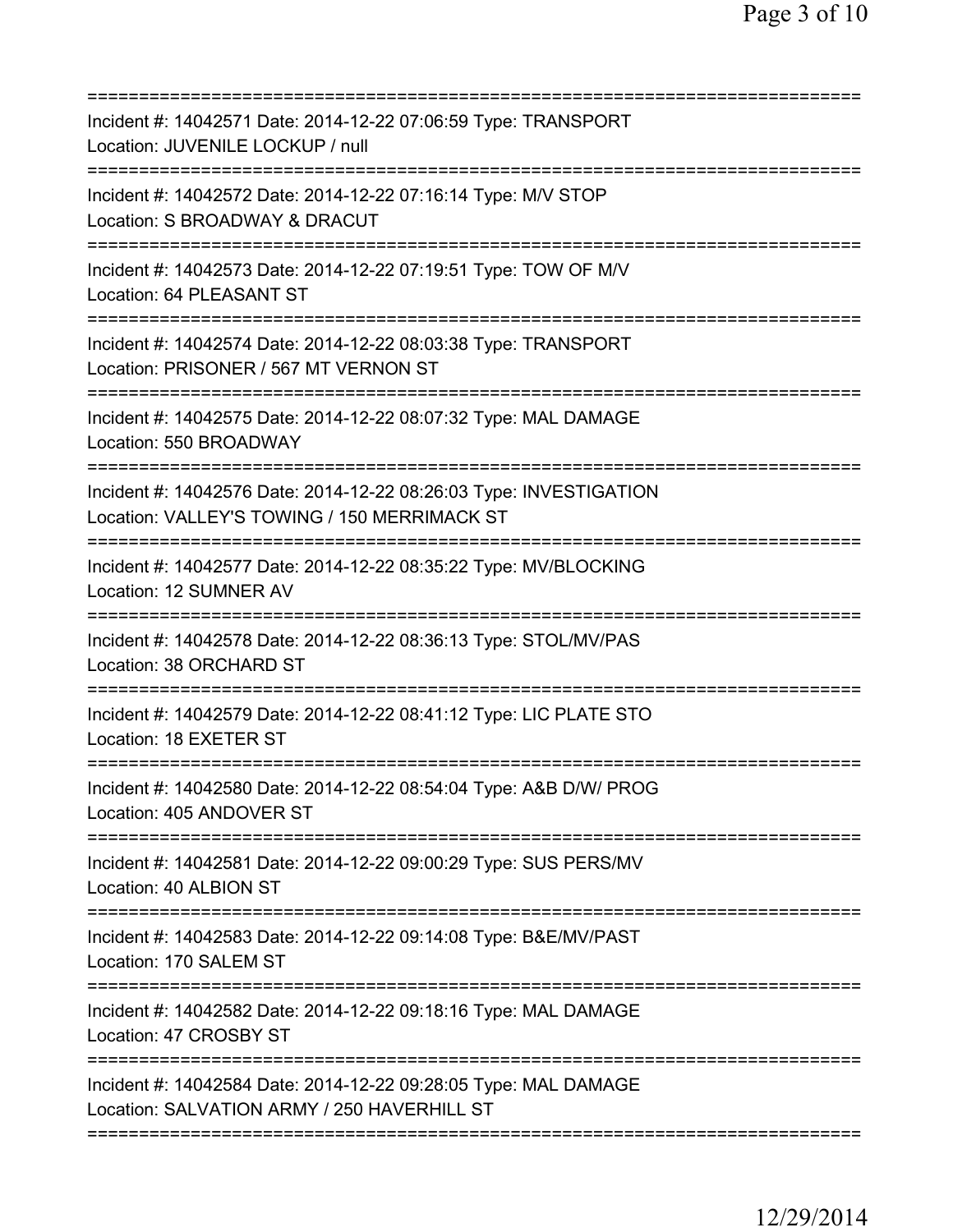==============================================================================
Incident #: 14042571 Date: 2014-12-22 07:06:59 Type: TRANSPORT
Location: JUVENILE LOCKUP / null
==============================================================================
Incident #: 14042572 Date: 2014-12-22 07:16:14 Type: M/V STOP
Location: S BROADWAY & DRACUT
==============================================================================
Incident #: 14042573 Date: 2014-12-22 07:19:51 Type: TOW OF M/V
Location: 64 PLEASANT ST
==============================================================================
Incident #: 14042574 Date: 2014-12-22 08:03:38 Type: TRANSPORT
Location: PRISONER / 567 MT VERNON ST
==============================================================================
Incident #: 14042575 Date: 2014-12-22 08:07:32 Type: MAL DAMAGE
Location: 550 BROADWAY
==============================================================================
Incident #: 14042576 Date: 2014-12-22 08:26:03 Type: INVESTIGATION
Location: VALLEY'S TOWING / 150 MERRIMACK ST
==============================================================================
Incident #: 14042577 Date: 2014-12-22 08:35:22 Type: MV/BLOCKING
Location: 12 SUMNER AV
==============================================================================
Incident #: 14042578 Date: 2014-12-22 08:36:13 Type: STOL/MV/PAS
Location: 38 ORCHARD ST
==============================================================================
Incident #: 14042579 Date: 2014-12-22 08:41:12 Type: LIC PLATE STO
Location: 18 EXETER ST
==============================================================================
Incident #: 14042580 Date: 2014-12-22 08:54:04 Type: A&B D/W/ PROG
Location: 405 ANDOVER ST
==============================================================================
Incident #: 14042581 Date: 2014-12-22 09:00:29 Type: SUS PERS/MV
Location: 40 ALBION ST
==============================================================================
Incident #: 14042583 Date: 2014-12-22 09:14:08 Type: B&E/MV/PAST
Location: 170 SALEM ST
==============================================================================
Incident #: 14042582 Date: 2014-12-22 09:18:16 Type: MAL DAMAGE
Location: 47 CROSBY ST
==============================================================================
Incident #: 14042584 Date: 2014-12-22 09:28:05 Type: MAL DAMAGE
Location: SALVATION ARMY / 250 HAVERHILL ST
==============================================================================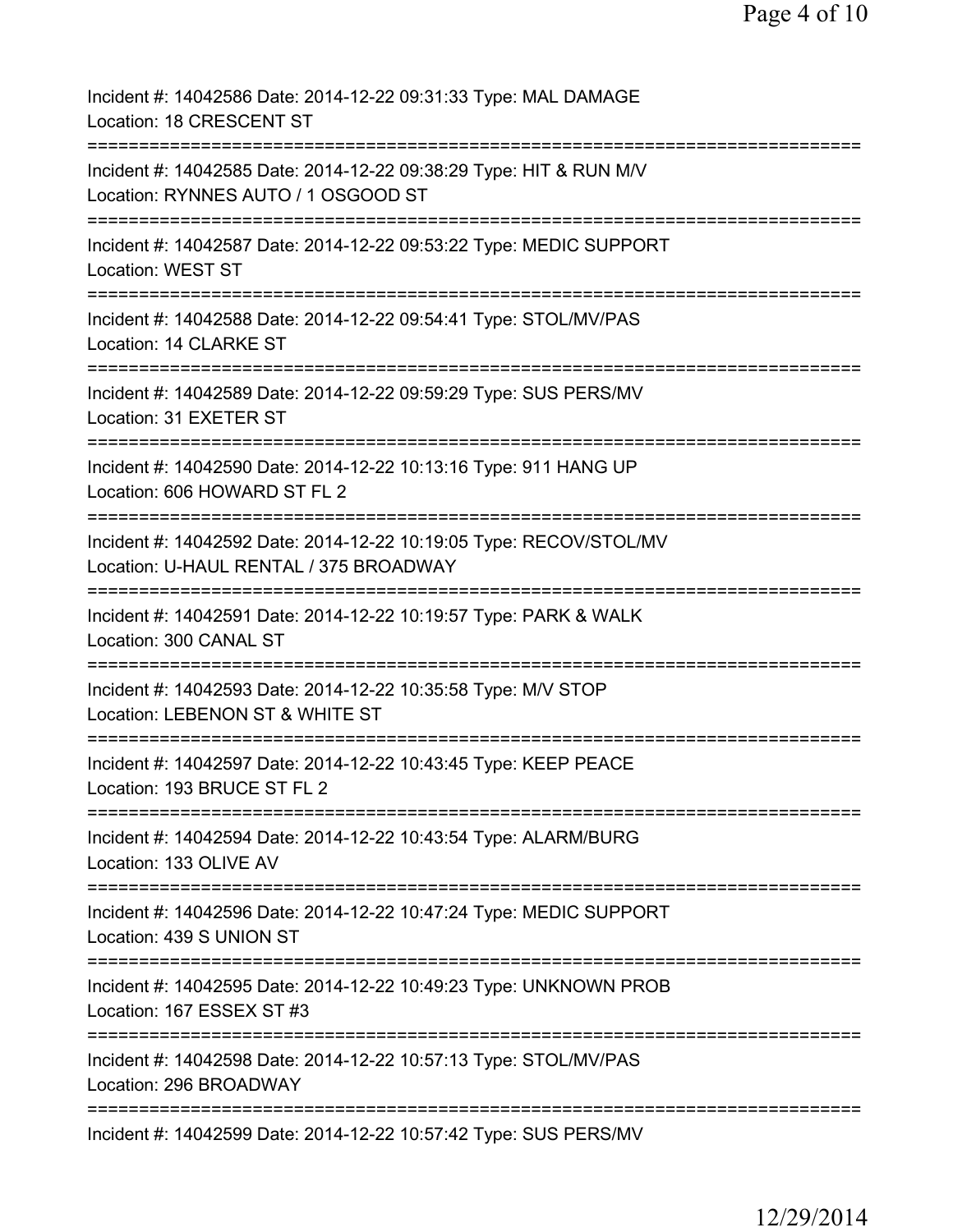Incident #: 14042586 Date: 2014-12-22 09:31:33 Type: MAL DAMAGE
Location: 18 CRESCENT ST
===========================================================================
Incident #: 14042585 Date: 2014-12-22 09:38:29 Type: HIT & RUN M/V
Location: RYNNES AUTO / 1 OSGOOD ST
===========================================================================
Incident #: 14042587 Date: 2014-12-22 09:53:22 Type: MEDIC SUPPORT
Location: WEST ST
===========================================================================
Incident #: 14042588 Date: 2014-12-22 09:54:41 Type: STOL/MV/PAS
Location: 14 CLARKE ST
===========================================================================
Incident #: 14042589 Date: 2014-12-22 09:59:29 Type: SUS PERS/MV
Location: 31 EXETER ST
===========================================================================
Incident #: 14042590 Date: 2014-12-22 10:13:16 Type: 911 HANG UP
Location: 606 HOWARD ST FL 2
===========================================================================
Incident #: 14042592 Date: 2014-12-22 10:19:05 Type: RECOV/STOL/MV
Location: U-HAUL RENTAL / 375 BROADWAY
===========================================================================
Incident #: 14042591 Date: 2014-12-22 10:19:57 Type: PARK & WALK
Location: 300 CANAL ST
===========================================================================
Incident #: 14042593 Date: 2014-12-22 10:35:58 Type: M/V STOP
Location: LEBENON ST & WHITE ST
===========================================================================
Incident #: 14042597 Date: 2014-12-22 10:43:45 Type: KEEP PEACE
Location: 193 BRUCE ST FL 2
===========================================================================
Incident #: 14042594 Date: 2014-12-22 10:43:54 Type: ALARM/BURG
Location: 133 OLIVE AV
===========================================================================
Incident #: 14042596 Date: 2014-12-22 10:47:24 Type: MEDIC SUPPORT
Location: 439 S UNION ST
===========================================================================
Incident #: 14042595 Date: 2014-12-22 10:49:23 Type: UNKNOWN PROB
Location: 167 ESSEX ST #3
===========================================================================
Incident #: 14042598 Date: 2014-12-22 10:57:13 Type: STOL/MV/PAS
Location: 296 BROADWAY
===========================================================================
Incident #: 14042599 Date: 2014-12-22 10:57:42 Type: SUS PERS/MV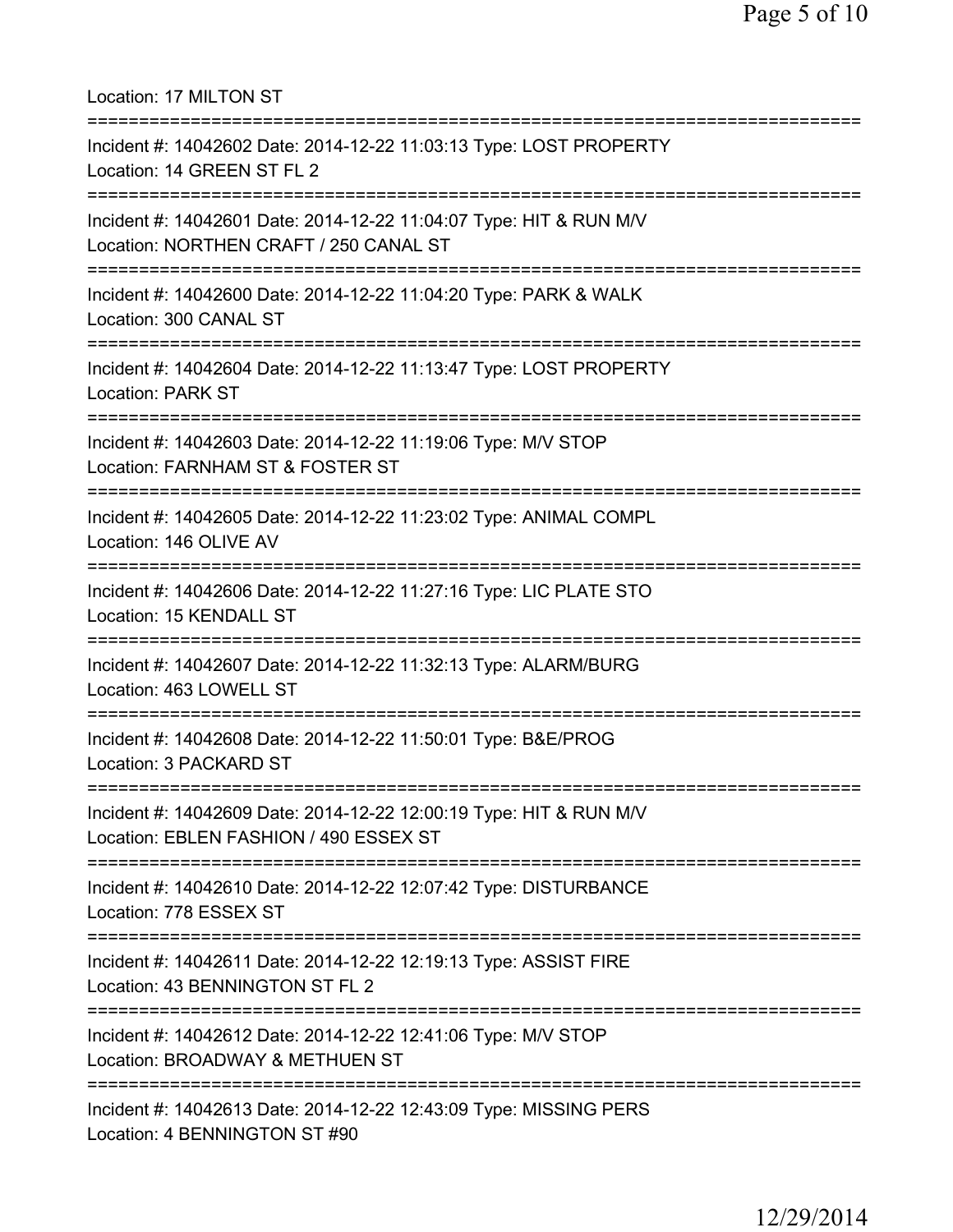Location: 17 MILTON ST

===========================================================================

Incident #: 14042602 Date: 2014-12-22 11:03:13 Type: LOST PROPERTY
Location: 14 GREEN ST FL 2

===========================================================================

Incident #: 14042601 Date: 2014-12-22 11:04:07 Type: HIT & RUN M/V
Location: NORTHEN CRAFT / 250 CANAL ST

===========================================================================

Incident #: 14042600 Date: 2014-12-22 11:04:20 Type: PARK & WALK
Location: 300 CANAL ST

===========================================================================

Incident #: 14042604 Date: 2014-12-22 11:13:47 Type: LOST PROPERTY
Location: PARK ST

===========================================================================

Incident #: 14042603 Date: 2014-12-22 11:19:06 Type: M/V STOP
Location: FARNHAM ST & FOSTER ST

===========================================================================

Incident #: 14042605 Date: 2014-12-22 11:23:02 Type: ANIMAL COMPL
Location: 146 OLIVE AV

===========================================================================

Incident #: 14042606 Date: 2014-12-22 11:27:16 Type: LIC PLATE STO
Location: 15 KENDALL ST

===========================================================================

Incident #: 14042607 Date: 2014-12-22 11:32:13 Type: ALARM/BURG
Location: 463 LOWELL ST

===========================================================================

Incident #: 14042608 Date: 2014-12-22 11:50:01 Type: B&E/PROG
Location: 3 PACKARD ST

===========================================================================

Incident #: 14042609 Date: 2014-12-22 12:00:19 Type: HIT & RUN M/V
Location: EBLEN FASHION / 490 ESSEX ST

===========================================================================

Incident #: 14042610 Date: 2014-12-22 12:07:42 Type: DISTURBANCE
Location: 778 ESSEX ST

===========================================================================

Incident #: 14042611 Date: 2014-12-22 12:19:13 Type: ASSIST FIRE
Location: 43 BENNINGTON ST FL 2

===========================================================================

Incident #: 14042612 Date: 2014-12-22 12:41:06 Type: M/V STOP
Location: BROADWAY & METHUEN ST

===========================================================================

Incident #: 14042613 Date: 2014-12-22 12:43:09 Type: MISSING PERS
Location: 4 BENNINGTON ST #90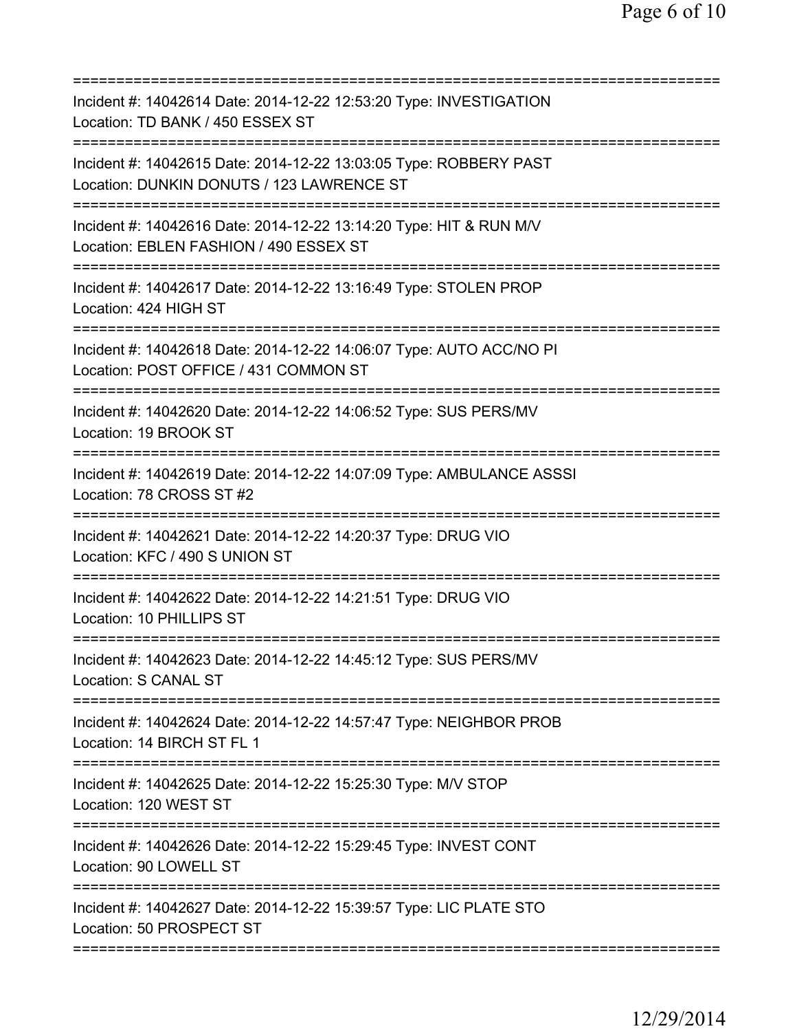===========================================================================

Incident #: 14042614 Date: 2014-12-22 12:53:20 Type: INVESTIGATION
Location: TD BANK / 450 ESSEX ST

===========================================================================

Incident #: 14042615 Date: 2014-12-22 13:03:05 Type: ROBBERY PAST
Location: DUNKIN DONUTS / 123 LAWRENCE ST

===========================================================================

Incident #: 14042616 Date: 2014-12-22 13:14:20 Type: HIT & RUN M/V
Location: EBLEN FASHION / 490 ESSEX ST

===========================================================================

Incident #: 14042617 Date: 2014-12-22 13:16:49 Type: STOLEN PROP
Location: 424 HIGH ST

===========================================================================

Incident #: 14042618 Date: 2014-12-22 14:06:07 Type: AUTO ACC/NO PI
Location: POST OFFICE / 431 COMMON ST

===========================================================================

Incident #: 14042620 Date: 2014-12-22 14:06:52 Type: SUS PERS/MV
Location: 19 BROOK ST

===========================================================================

Incident #: 14042619 Date: 2014-12-22 14:07:09 Type: AMBULANCE ASSSI
Location: 78 CROSS ST #2

===========================================================================

Incident #: 14042621 Date: 2014-12-22 14:20:37 Type: DRUG VIO
Location: KFC / 490 S UNION ST

===========================================================================

Incident #: 14042622 Date: 2014-12-22 14:21:51 Type: DRUG VIO
Location: 10 PHILLIPS ST

===========================================================================

Incident #: 14042623 Date: 2014-12-22 14:45:12 Type: SUS PERS/MV
Location: S CANAL ST

===========================================================================

Incident #: 14042624 Date: 2014-12-22 14:57:47 Type: NEIGHBOR PROB
Location: 14 BIRCH ST FL 1

===========================================================================

Incident #: 14042625 Date: 2014-12-22 15:25:30 Type: M/V STOP
Location: 120 WEST ST

===========================================================================

Incident #: 14042626 Date: 2014-12-22 15:29:45 Type: INVEST CONT
Location: 90 LOWELL ST

===========================================================================

Incident #: 14042627 Date: 2014-12-22 15:39:57 Type: LIC PLATE STO
Location: 50 PROSPECT ST

===========================================================================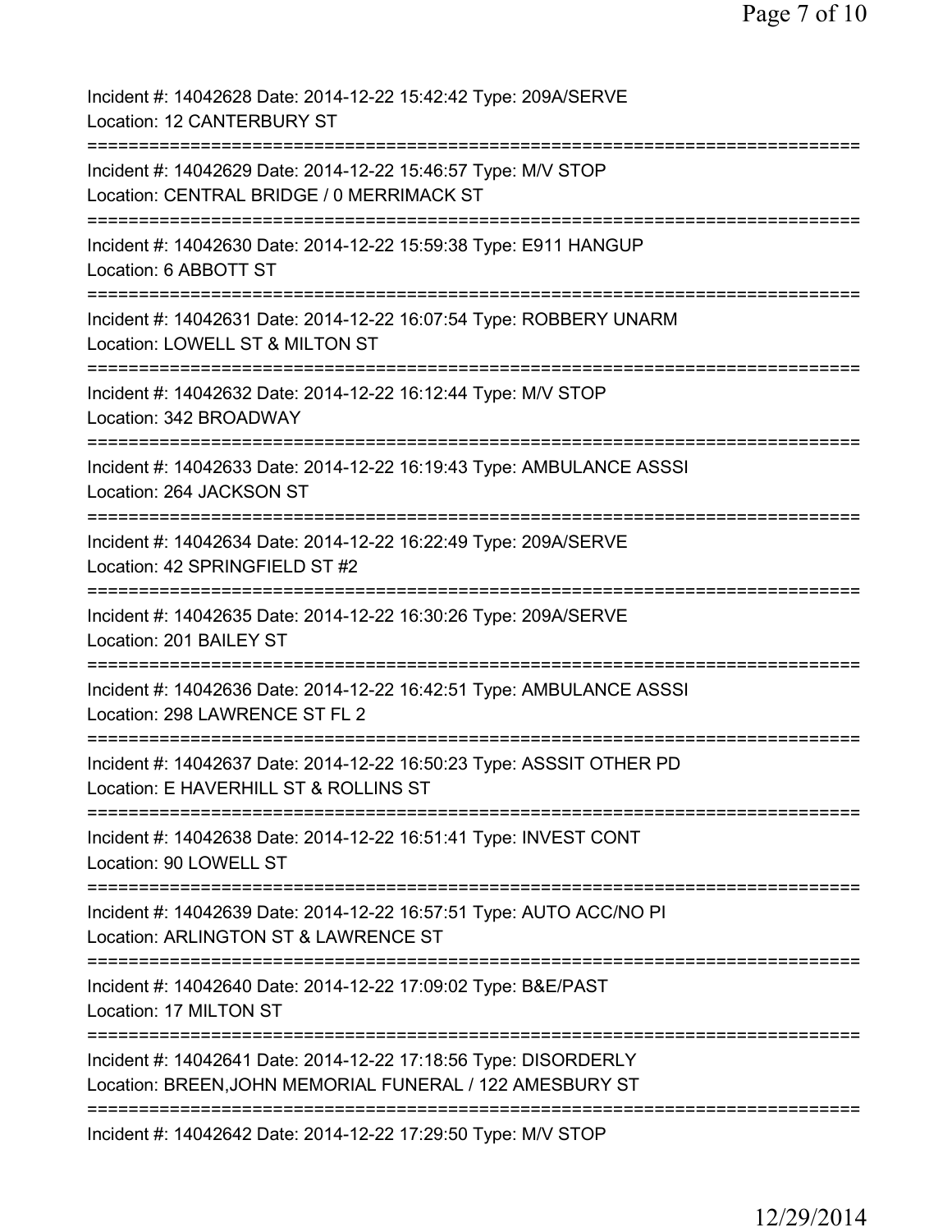Incident #: 14042628 Date: 2014-12-22 15:42:42 Type: 209A/SERVE
Location: 12 CANTERBURY ST
===========================================================================
Incident #: 14042629 Date: 2014-12-22 15:46:57 Type: M/V STOP
Location: CENTRAL BRIDGE / 0 MERRIMACK ST
===========================================================================
Incident #: 14042630 Date: 2014-12-22 15:59:38 Type: E911 HANGUP
Location: 6 ABBOTT ST
===========================================================================
Incident #: 14042631 Date: 2014-12-22 16:07:54 Type: ROBBERY UNARM
Location: LOWELL ST & MILTON ST
===========================================================================
Incident #: 14042632 Date: 2014-12-22 16:12:44 Type: M/V STOP
Location: 342 BROADWAY
===========================================================================
Incident #: 14042633 Date: 2014-12-22 16:19:43 Type: AMBULANCE ASSSI
Location: 264 JACKSON ST
===========================================================================
Incident #: 14042634 Date: 2014-12-22 16:22:49 Type: 209A/SERVE
Location: 42 SPRINGFIELD ST #2
===========================================================================
Incident #: 14042635 Date: 2014-12-22 16:30:26 Type: 209A/SERVE
Location: 201 BAILEY ST
===========================================================================
Incident #: 14042636 Date: 2014-12-22 16:42:51 Type: AMBULANCE ASSSI
Location: 298 LAWRENCE ST FL 2
===========================================================================
Incident #: 14042637 Date: 2014-12-22 16:50:23 Type: ASSSIT OTHER PD
Location: E HAVERHILL ST & ROLLINS ST
===========================================================================
Incident #: 14042638 Date: 2014-12-22 16:51:41 Type: INVEST CONT
Location: 90 LOWELL ST
===========================================================================
Incident #: 14042639 Date: 2014-12-22 16:57:51 Type: AUTO ACC/NO PI
Location: ARLINGTON ST & LAWRENCE ST
===========================================================================
Incident #: 14042640 Date: 2014-12-22 17:09:02 Type: B&E/PAST
Location: 17 MILTON ST
===========================================================================
Incident #: 14042641 Date: 2014-12-22 17:18:56 Type: DISORDERLY
Location: BREEN,JOHN MEMORIAL FUNERAL / 122 AMESBURY ST
===========================================================================
Incident #: 14042642 Date: 2014-12-22 17:29:50 Type: M/V STOP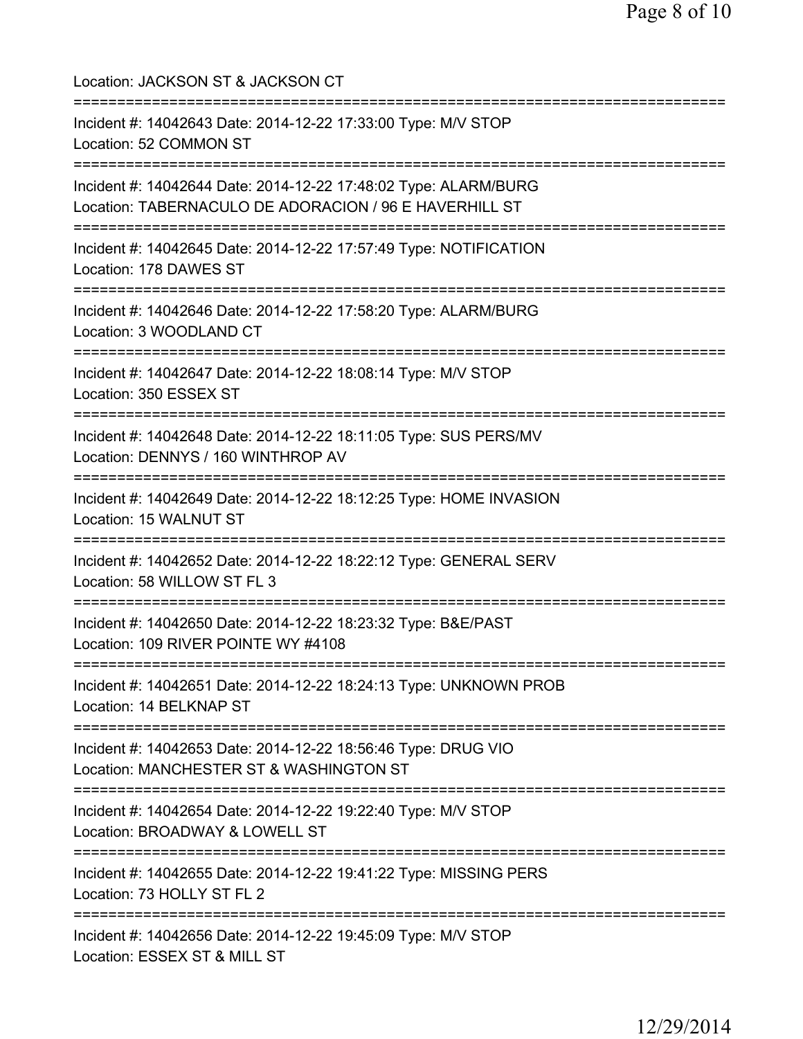Location: JACKSON ST & JACKSON CT

===========================================================================

Incident #: 14042643 Date: 2014-12-22 17:33:00 Type: M/V STOP
Location: 52 COMMON ST

===========================================================================

Incident #: 14042644 Date: 2014-12-22 17:48:02 Type: ALARM/BURG
Location: TABERNACULO DE ADORACION / 96 E HAVERHILL ST

===========================================================================

Incident #: 14042645 Date: 2014-12-22 17:57:49 Type: NOTIFICATION
Location: 178 DAWES ST

===========================================================================

Incident #: 14042646 Date: 2014-12-22 17:58:20 Type: ALARM/BURG
Location: 3 WOODLAND CT

===========================================================================

Incident #: 14042647 Date: 2014-12-22 18:08:14 Type: M/V STOP
Location: 350 ESSEX ST

===========================================================================

Incident #: 14042648 Date: 2014-12-22 18:11:05 Type: SUS PERS/MV
Location: DENNYS / 160 WINTHROP AV

===========================================================================

Incident #: 14042649 Date: 2014-12-22 18:12:25 Type: HOME INVASION
Location: 15 WALNUT ST

===========================================================================

Incident #: 14042652 Date: 2014-12-22 18:22:12 Type: GENERAL SERV
Location: 58 WILLOW ST FL 3

===========================================================================

Incident #: 14042650 Date: 2014-12-22 18:23:32 Type: B&E/PAST
Location: 109 RIVER POINTE WY #4108

===========================================================================

Incident #: 14042651 Date: 2014-12-22 18:24:13 Type: UNKNOWN PROB
Location: 14 BELKNAP ST

===========================================================================

Incident #: 14042653 Date: 2014-12-22 18:56:46 Type: DRUG VIO
Location: MANCHESTER ST & WASHINGTON ST

===========================================================================

Incident #: 14042654 Date: 2014-12-22 19:22:40 Type: M/V STOP
Location: BROADWAY & LOWELL ST

===========================================================================

Incident #: 14042655 Date: 2014-12-22 19:41:22 Type: MISSING PERS
Location: 73 HOLLY ST FL 2

===========================================================================

Incident #: 14042656 Date: 2014-12-22 19:45:09 Type: M/V STOP
Location: ESSEX ST & MILL ST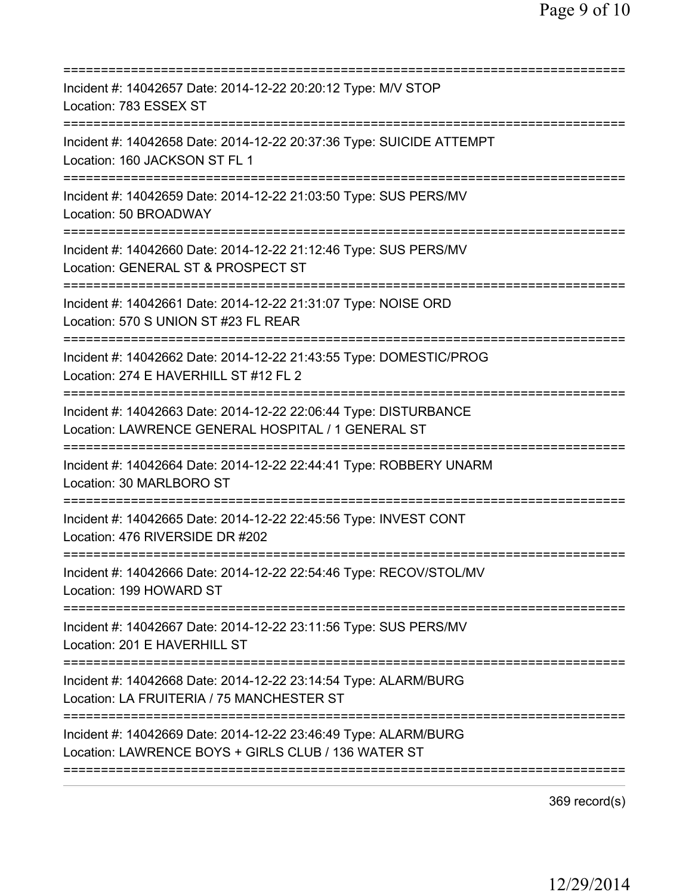================================================================================
Incident #: 14042657 Date: 2014-12-22 20:20:12 Type: M/V STOP
Location: 783 ESSEX ST
================================================================================
Incident #: 14042658 Date: 2014-12-22 20:37:36 Type: SUICIDE ATTEMPT
Location: 160 JACKSON ST FL 1
================================================================================
Incident #: 14042659 Date: 2014-12-22 21:03:50 Type: SUS PERS/MV
Location: 50 BROADWAY
================================================================================
Incident #: 14042660 Date: 2014-12-22 21:12:46 Type: SUS PERS/MV
Location: GENERAL ST & PROSPECT ST
================================================================================
Incident #: 14042661 Date: 2014-12-22 21:31:07 Type: NOISE ORD
Location: 570 S UNION ST #23 FL REAR
================================================================================
Incident #: 14042662 Date: 2014-12-22 21:43:55 Type: DOMESTIC/PROG
Location: 274 E HAVERHILL ST #12 FL 2
================================================================================
Incident #: 14042663 Date: 2014-12-22 22:06:44 Type: DISTURBANCE
Location: LAWRENCE GENERAL HOSPITAL / 1 GENERAL ST
================================================================================
Incident #: 14042664 Date: 2014-12-22 22:44:41 Type: ROBBERY UNARM
Location: 30 MARLBORO ST
================================================================================
Incident #: 14042665 Date: 2014-12-22 22:45:56 Type: INVEST CONT
Location: 476 RIVERSIDE DR #202
================================================================================
Incident #: 14042666 Date: 2014-12-22 22:54:46 Type: RECOV/STOL/MV
Location: 199 HOWARD ST
================================================================================
Incident #: 14042667 Date: 2014-12-22 23:11:56 Type: SUS PERS/MV
Location: 201 E HAVERHILL ST
================================================================================
Incident #: 14042668 Date: 2014-12-22 23:14:54 Type: ALARM/BURG
Location: LA FRUITERIA / 75 MANCHESTER ST
================================================================================
Incident #: 14042669 Date: 2014-12-22 23:46:49 Type: ALARM/BURG
Location: LAWRENCE BOYS + GIRLS CLUB / 136 WATER ST
================================================================================

369 record(s)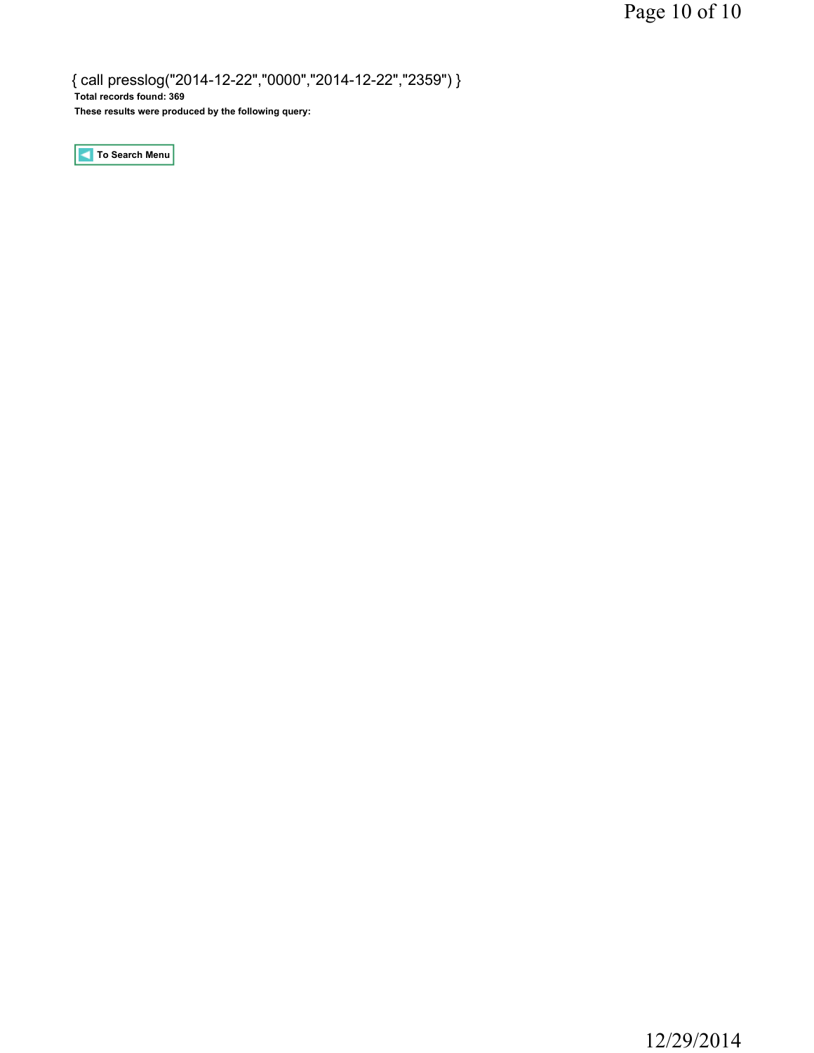{ call presslog("2014-12-22","0000","2014-12-22","2359") }

**Total records found: 369**

**These results were produced by the following query:**

**To Search Menu**